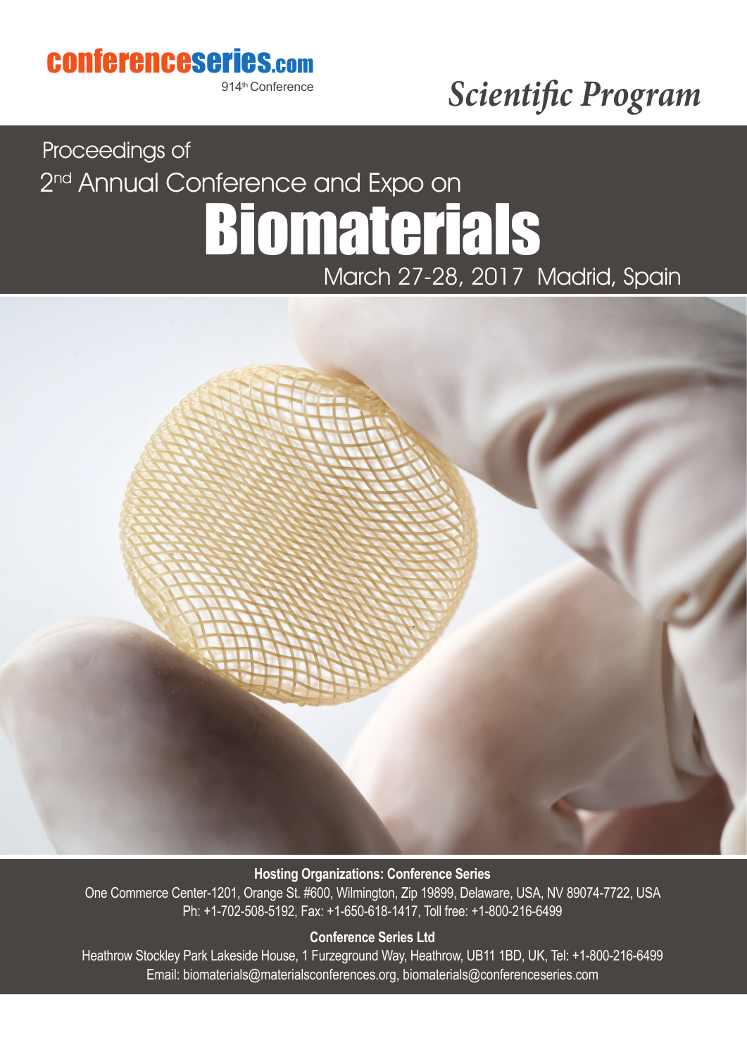conferenceseries.com

914th Conference

*Scientific Program*

Proceedings of

2nd Annual Conference and Expo on

# Biomaterials

March 27-28, 2017 Madrid, Spain

**Hosting Organizations: Conference Series**

One Commerce Center-1201, Orange St. #600, Wilmington, Zip 19899, Delaware, USA, NV 89074-7722, USA
Ph: +1-702-508-5192, Fax: +1-650-618-1417, Toll free: +1-800-216-6499

**Conference Series Ltd**

Heathrow Stockley Park Lakeside House, 1 Furzeground Way, Heathrow, UB11 1BD, UK, Tel: +1-800-216-6499
Email: biomaterials@materialsconferences.org, biomaterials@conferenceseries.com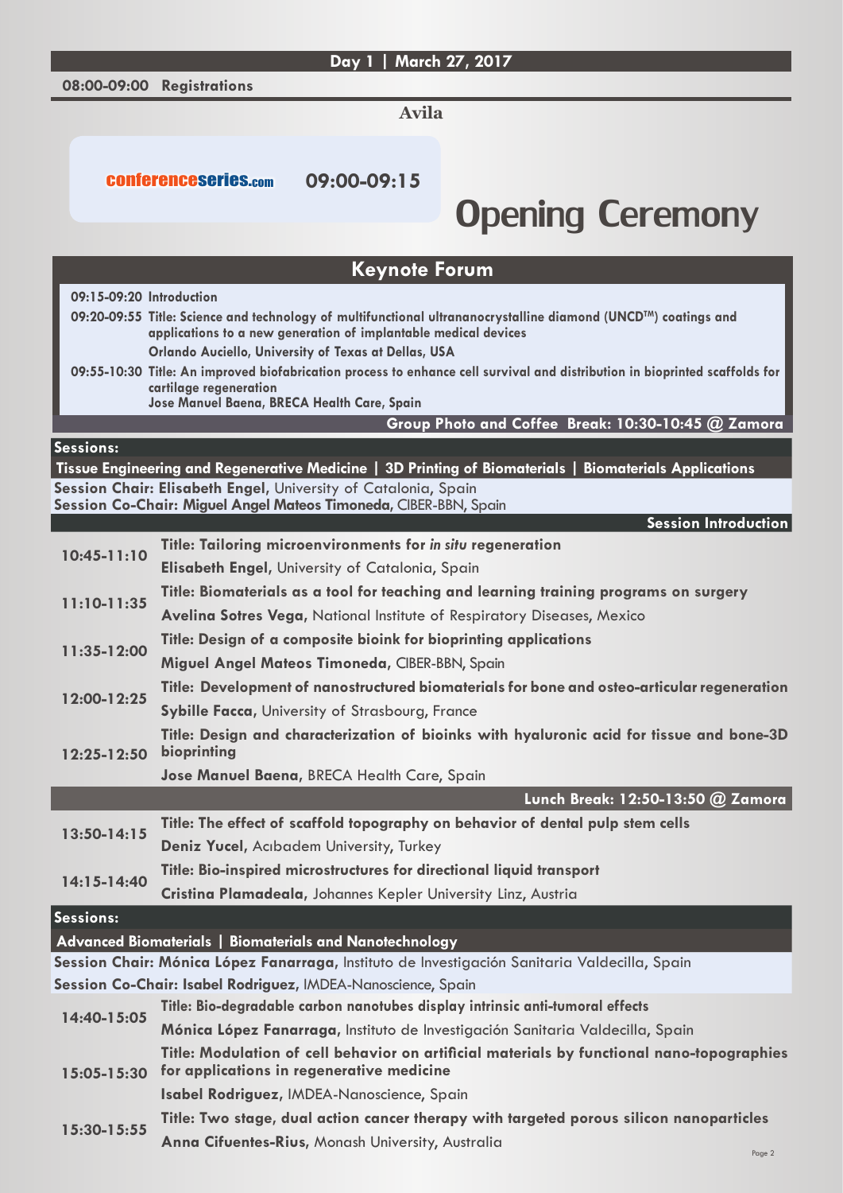## Day 1 | March 27, 2017

**08:00-09:00 Registrations**

### Avila

conferenceseries.com **09:00-09:15**

# Opening Ceremony

## Keynote Forum

**09:15-09:20 Introduction**

**09:20-09:55 Title: Science and technology of multifunctional ultrananocrystalline diamond (UNCD™) coatings and applications to a new generation of implantable medical devices**
**Orlando Auciello, University of Texas at Dallas, USA**

**09:55-10:30 Title: An improved biofabrication process to enhance cell survival and distribution in bioprinted scaffolds for cartilage regeneration**
**Jose Manuel Baena, BRECA Health Care, Spain**

**Group Photo and Coffee Break: 10:30-10:45 @ Zamora**

## Sessions:

**Tissue Engineering and Regenerative Medicine | 3D Printing of Biomaterials | Biomaterials Applications**

**Session Chair: Elisabeth Engel,** University of Catalonia, Spain
**Session Co-Chair: Miguel Angel Mateos Timoneda,** CIBER-BBN, Spain

**Session Introduction**

| Time | Presentation |
|---|---|
| **10:45-11:10** | **Title: Tailoring microenvironments for *in situ* regeneration**<br>**Elisabeth Engel,** University of Catalonia, Spain |
| **11:10-11:35** | **Title: Biomaterials as a tool for teaching and learning training programs on surgery**<br>**Avelina Sotres Vega,** National Institute of Respiratory Diseases, Mexico |
| **11:35-12:00** | **Title: Design of a composite bioink for bioprinting applications**<br>**Miguel Angel Mateos Timoneda,** CIBER-BBN, Spain |
| **12:00-12:25** | **Title: Development of nanostructured biomaterials for bone and osteo-articular regeneration**<br>**Sybille Facca,** University of Strasbourg, France |
| **12:25-12:50** | **Title: Design and characterization of bioinks with hyaluronic acid for tissue and bone-3D bioprinting**<br>**Jose Manuel Baena,** BRECA Health Care, Spain |

**Lunch Break: 12:50-13:50 @ Zamora**

| Time | Presentation |
|---|---|
| **13:50-14:15** | **Title: The effect of scaffold topography on behavior of dental pulp stem cells**<br>**Deniz Yucel,** Acıbadem University, Turkey |
| **14:15-14:40** | **Title: Bio-inspired microstructures for directional liquid transport**<br>**Cristina Plamadeala,** Johannes Kepler University Linz, Austria |

## Sessions:

**Advanced Biomaterials | Biomaterials and Nanotechnology**

**Session Chair: Mónica López Fanarraga,** Instituto de Investigación Sanitaria Valdecilla, Spain
**Session Co-Chair: Isabel Rodriguez,** IMDEA-Nanoscience, Spain

| Time | Presentation |
|---|---|
| **14:40-15:05** | **Title: Bio-degradable carbon nanotubes display intrinsic anti-tumoral effects**<br>**Mónica López Fanarraga,** Instituto de Investigación Sanitaria Valdecilla, Spain |
| **15:05-15:30** | **Title: Modulation of cell behavior on artificial materials by functional nano-topographies for applications in regenerative medicine**<br>**Isabel Rodriguez,** IMDEA-Nanoscience, Spain |
| **15:30-15:55** | **Title: Two stage, dual action cancer therapy with targeted porous silicon nanoparticles**<br>**Anna Cifuentes-Rius,** Monash University, Australia |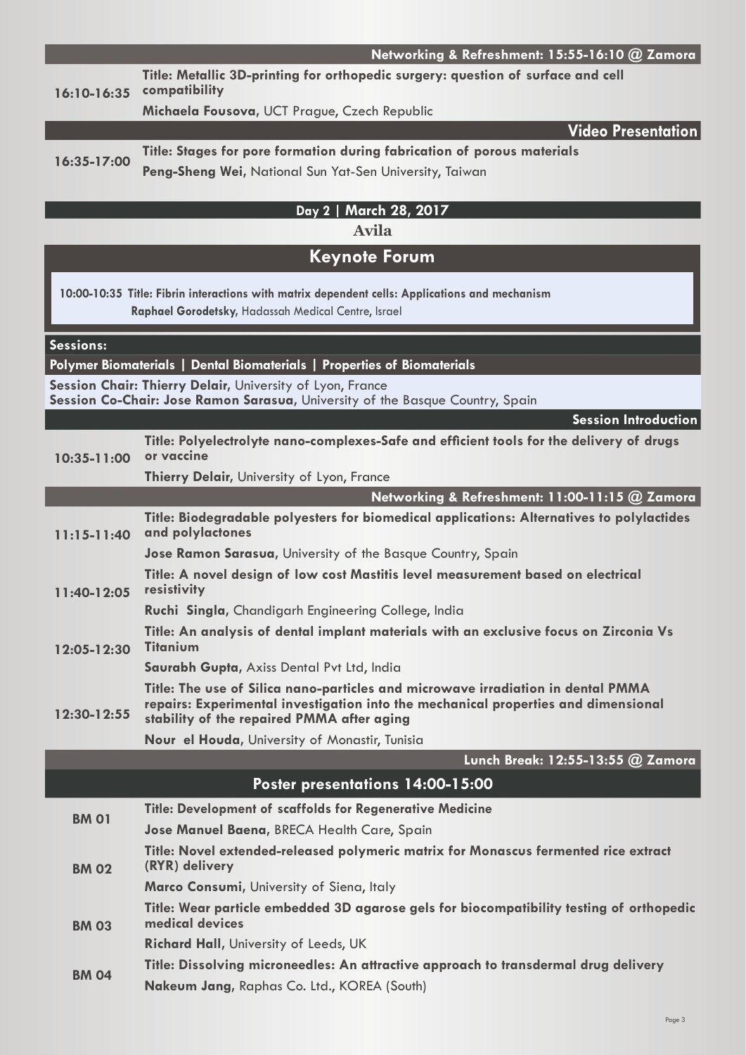**Networking & Refreshment: 15:55-16:10 @ Zamora**

**16:10-16:35**
**Title: Metallic 3D-printing for orthopedic surgery: question of surface and cell compatibility**
**Michaela Fousova**, UCT Prague, Czech Republic

**Video Presentation**

**16:35-17:00**
**Title: Stages for pore formation during fabrication of porous materials**
**Peng-Sheng Wei**, National Sun Yat-Sen University, Taiwan

## Day 2 | March 28, 2017

**Avila**

## Keynote Forum

**10:00-10:35** **Title: Fibrin interactions with matrix dependent cells: Applications and mechanism**
**Raphael Gorodetsky**, Hadassah Medical Centre, Israel

**Sessions:**

**Polymer Biomaterials | Dental Biomaterials | Properties of Biomaterials**

**Session Chair: Thierry Delair**, University of Lyon, France
**Session Co-Chair: Jose Ramon Sarasua**, University of the Basque Country, Spain

**Session Introduction**

**10:35-11:00**
**Title: Polyelectrolyte nano-complexes-Safe and efficient tools for the delivery of drugs or vaccine**
**Thierry Delair**, University of Lyon, France

**Networking & Refreshment: 11:00-11:15 @ Zamora**

**11:15-11:40**
**Title: Biodegradable polyesters for biomedical applications: Alternatives to polylactides and polylactones**
**Jose Ramon Sarasua**, University of the Basque Country, Spain

**11:40-12:05**
**Title: A novel design of low cost Mastitis level measurement based on electrical resistivity**
**Ruchi Singla**, Chandigarh Engineering College, India

**12:05-12:30**
**Title: An analysis of dental implant materials with an exclusive focus on Zirconia Vs Titanium**
**Saurabh Gupta**, Axiss Dental Pvt Ltd, India

**12:30-12:55**
**Title: The use of Silica nano-particles and microwave irradiation in dental PMMA repairs: Experimental investigation into the mechanical properties and dimensional stability of the repaired PMMA after aging**
**Nour el Houda**, University of Monastir, Tunisia

**Lunch Break: 12:55-13:55 @ Zamora**

## Poster presentations 14:00-15:00

**BM 01**
**Title: Development of scaffolds for Regenerative Medicine**
**Jose Manuel Baena**, BRECA Health Care, Spain

**BM 02**
**Title: Novel extended-released polymeric matrix for Monascus fermented rice extract (RYR) delivery**
**Marco Consumi**, University of Siena, Italy

**BM 03**
**Title: Wear particle embedded 3D agarose gels for biocompatibility testing of orthopedic medical devices**
**Richard Hall**, University of Leeds, UK

**BM 04**
**Title: Dissolving microneedles: An attractive approach to transdermal drug delivery**
**Nakeum Jang**, Raphas Co. Ltd., KOREA (South)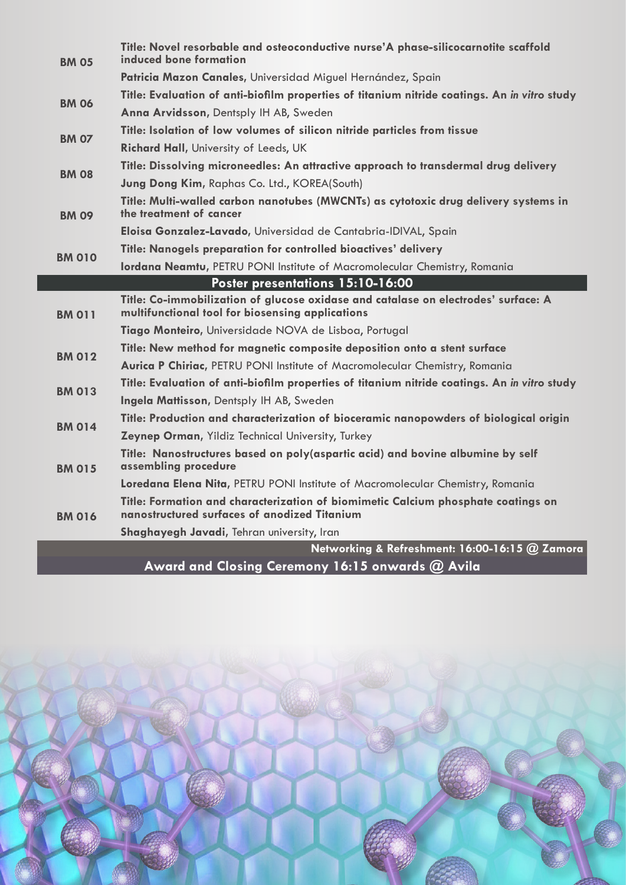| | |
|---|---|
| **BM 05** | **Title: Novel resorbable and osteoconductive nurse'A phase-silicocarnotite scaffold induced bone formation** |
| | **Patricia Mazon Canales**, Universidad Miguel Hernández, Spain |
| **BM 06** | **Title: Evaluation of anti-biofilm properties of titanium nitride coatings. An *in vitro* study** |
| | **Anna Arvidsson**, Dentsply IH AB, Sweden |
| **BM 07** | **Title: Isolation of low volumes of silicon nitride particles from tissue** |
| | **Richard Hall**, University of Leeds, UK |
| **BM 08** | **Title: Dissolving microneedles: An attractive approach to transdermal drug delivery** |
| | **Jung Dong Kim**, Raphas Co. Ltd., KOREA(South) |
| **BM 09** | **Title: Multi-walled carbon nanotubes (MWCNTs) as cytotoxic drug delivery systems in the treatment of cancer** |
| | **Eloisa Gonzalez-Lavado**, Universidad de Cantabria-IDIVAL, Spain |
| **BM 010** | **Title: Nanogels preparation for controlled bioactives' delivery** |
| | **Iordana Neamtu**, PETRU PONI Institute of Macromolecular Chemistry, Romania |
| | **Poster presentations 15:10-16:00** |
| **BM 011** | **Title: Co-immobilization of glucose oxidase and catalase on electrodes' surface: A multifunctional tool for biosensing applications** |
| | **Tiago Monteiro**, Universidade NOVA de Lisboa, Portugal |
| **BM 012** | **Title: New method for magnetic composite deposition onto a stent surface** |
| | **Aurica P Chiriac**, PETRU PONI Institute of Macromolecular Chemistry, Romania |
| **BM 013** | **Title: Evaluation of anti-biofilm properties of titanium nitride coatings. An *in vitro* study** |
| | **Ingela Mattisson**, Dentsply IH AB, Sweden |
| **BM 014** | **Title: Production and characterization of bioceramic nanopowders of biological origin** |
| | **Zeynep Orman**, Yildiz Technical University, Turkey |
| **BM 015** | **Title: Nanostructures based on poly(aspartic acid) and bovine albumine by self assembling procedure** |
| | **Loredana Elena Nita**, PETRU PONI Institute of Macromolecular Chemistry, Romania |
| **BM 016** | **Title: Formation and characterization of biomimetic Calcium phosphate coatings on nanostructured surfaces of anodized Titanium** |
| | **Shaghayegh Javadi**, Tehran university, Iran |

**Networking & Refreshment: 16:00-16:15 @ Zamora**

**Award and Closing Ceremony 16:15 onwards @ Avila**